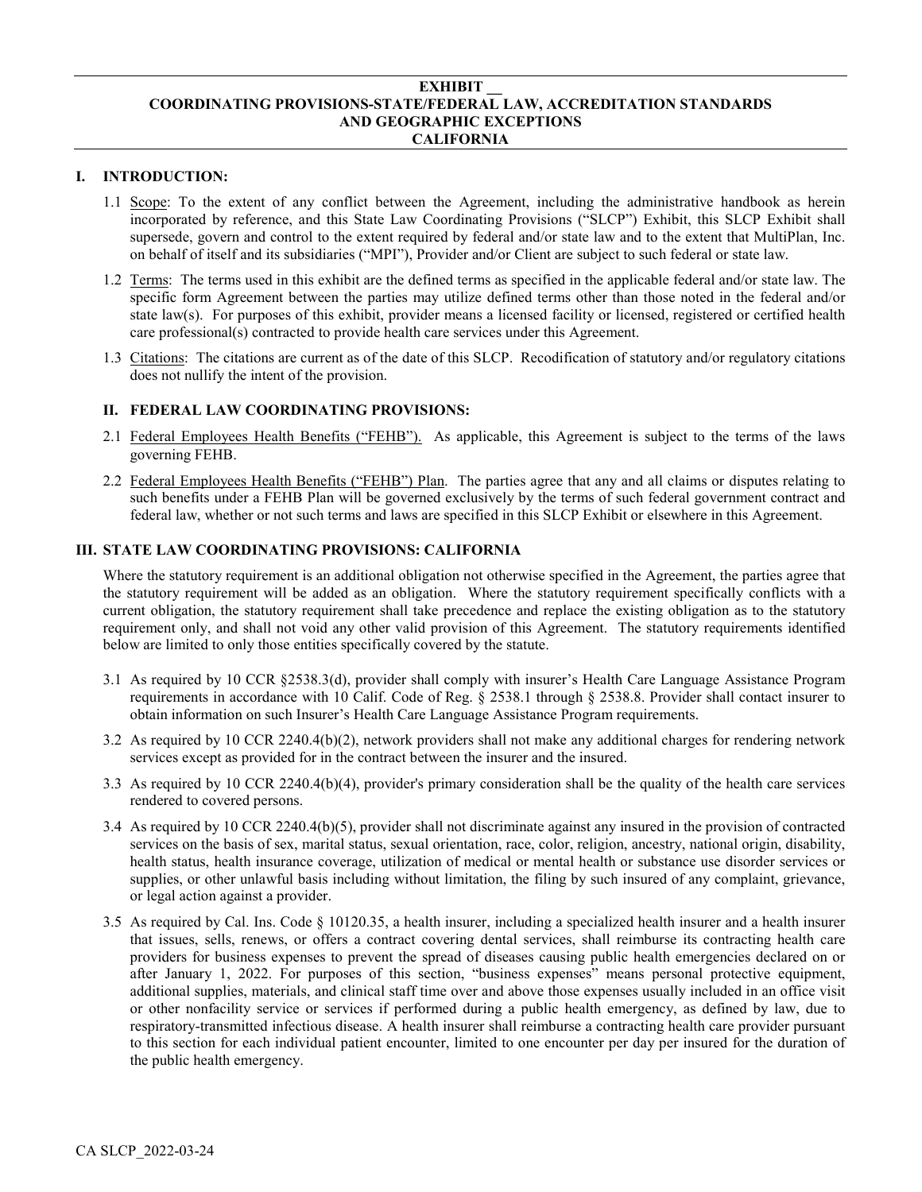# EXHIBIT __
# COORDINATING PROVISIONS-STATE/FEDERAL LAW, ACCREDITATION STANDARDS AND GEOGRAPHIC EXCEPTIONS
# CALIFORNIA

## I. INTRODUCTION:

1.1 Scope: To the extent of any conflict between the Agreement, including the administrative handbook as herein incorporated by reference, and this State Law Coordinating Provisions ("SLCP") Exhibit, this SLCP Exhibit shall supersede, govern and control to the extent required by federal and/or state law and to the extent that MultiPlan, Inc. on behalf of itself and its subsidiaries ("MPI"), Provider and/or Client are subject to such federal or state law.

1.2 Terms: The terms used in this exhibit are the defined terms as specified in the applicable federal and/or state law. The specific form Agreement between the parties may utilize defined terms other than those noted in the federal and/or state law(s). For purposes of this exhibit, provider means a licensed facility or licensed, registered or certified health care professional(s) contracted to provide health care services under this Agreement.

1.3 Citations: The citations are current as of the date of this SLCP. Recodification of statutory and/or regulatory citations does not nullify the intent of the provision.

## II. FEDERAL LAW COORDINATING PROVISIONS:

2.1 Federal Employees Health Benefits ("FEHB"). As applicable, this Agreement is subject to the terms of the laws governing FEHB.

2.2 Federal Employees Health Benefits ("FEHB") Plan. The parties agree that any and all claims or disputes relating to such benefits under a FEHB Plan will be governed exclusively by the terms of such federal government contract and federal law, whether or not such terms and laws are specified in this SLCP Exhibit or elsewhere in this Agreement.

## III. STATE LAW COORDINATING PROVISIONS: CALIFORNIA

Where the statutory requirement is an additional obligation not otherwise specified in the Agreement, the parties agree that the statutory requirement will be added as an obligation. Where the statutory requirement specifically conflicts with a current obligation, the statutory requirement shall take precedence and replace the existing obligation as to the statutory requirement only, and shall not void any other valid provision of this Agreement. The statutory requirements identified below are limited to only those entities specifically covered by the statute.

3.1 As required by 10 CCR §2538.3(d), provider shall comply with insurer's Health Care Language Assistance Program requirements in accordance with 10 Calif. Code of Reg. § 2538.1 through § 2538.8. Provider shall contact insurer to obtain information on such Insurer's Health Care Language Assistance Program requirements.

3.2 As required by 10 CCR 2240.4(b)(2), network providers shall not make any additional charges for rendering network services except as provided for in the contract between the insurer and the insured.

3.3 As required by 10 CCR 2240.4(b)(4), provider's primary consideration shall be the quality of the health care services rendered to covered persons.

3.4 As required by 10 CCR 2240.4(b)(5), provider shall not discriminate against any insured in the provision of contracted services on the basis of sex, marital status, sexual orientation, race, color, religion, ancestry, national origin, disability, health status, health insurance coverage, utilization of medical or mental health or substance use disorder services or supplies, or other unlawful basis including without limitation, the filing by such insured of any complaint, grievance, or legal action against a provider.

3.5 As required by Cal. Ins. Code § 10120.35, a health insurer, including a specialized health insurer and a health insurer that issues, sells, renews, or offers a contract covering dental services, shall reimburse its contracting health care providers for business expenses to prevent the spread of diseases causing public health emergencies declared on or after January 1, 2022. For purposes of this section, "business expenses" means personal protective equipment, additional supplies, materials, and clinical staff time over and above those expenses usually included in an office visit or other nonfacility service or services if performed during a public health emergency, as defined by law, due to respiratory-transmitted infectious disease. A health insurer shall reimburse a contracting health care provider pursuant to this section for each individual patient encounter, limited to one encounter per day per insured for the duration of the public health emergency.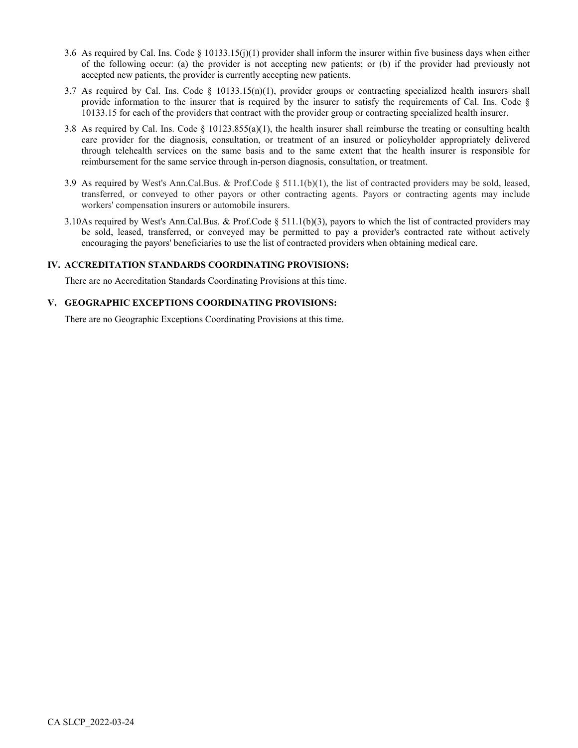3.6 As required by Cal. Ins. Code § 10133.15(j)(1) provider shall inform the insurer within five business days when either of the following occur: (a) the provider is not accepting new patients; or (b) if the provider had previously not accepted new patients, the provider is currently accepting new patients.

3.7 As required by Cal. Ins. Code § 10133.15(n)(1), provider groups or contracting specialized health insurers shall provide information to the insurer that is required by the insurer to satisfy the requirements of Cal. Ins. Code § 10133.15 for each of the providers that contract with the provider group or contracting specialized health insurer.

3.8 As required by Cal. Ins. Code § 10123.855(a)(1), the health insurer shall reimburse the treating or consulting health care provider for the diagnosis, consultation, or treatment of an insured or policyholder appropriately delivered through telehealth services on the same basis and to the same extent that the health insurer is responsible for reimbursement for the same service through in-person diagnosis, consultation, or treatment.

3.9 As required by West's Ann.Cal.Bus. & Prof.Code § 511.1(b)(1), the list of contracted providers may be sold, leased, transferred, or conveyed to other payors or other contracting agents. Payors or contracting agents may include workers' compensation insurers or automobile insurers.

3.10 As required by West's Ann.Cal.Bus. & Prof.Code § 511.1(b)(3), payors to which the list of contracted providers may be sold, leased, transferred, or conveyed may be permitted to pay a provider's contracted rate without actively encouraging the payors' beneficiaries to use the list of contracted providers when obtaining medical care.

## IV. ACCREDITATION STANDARDS COORDINATING PROVISIONS:

There are no Accreditation Standards Coordinating Provisions at this time.

## V. GEOGRAPHIC EXCEPTIONS COORDINATING PROVISIONS:

There are no Geographic Exceptions Coordinating Provisions at this time.

CA SLCP_2022-03-24